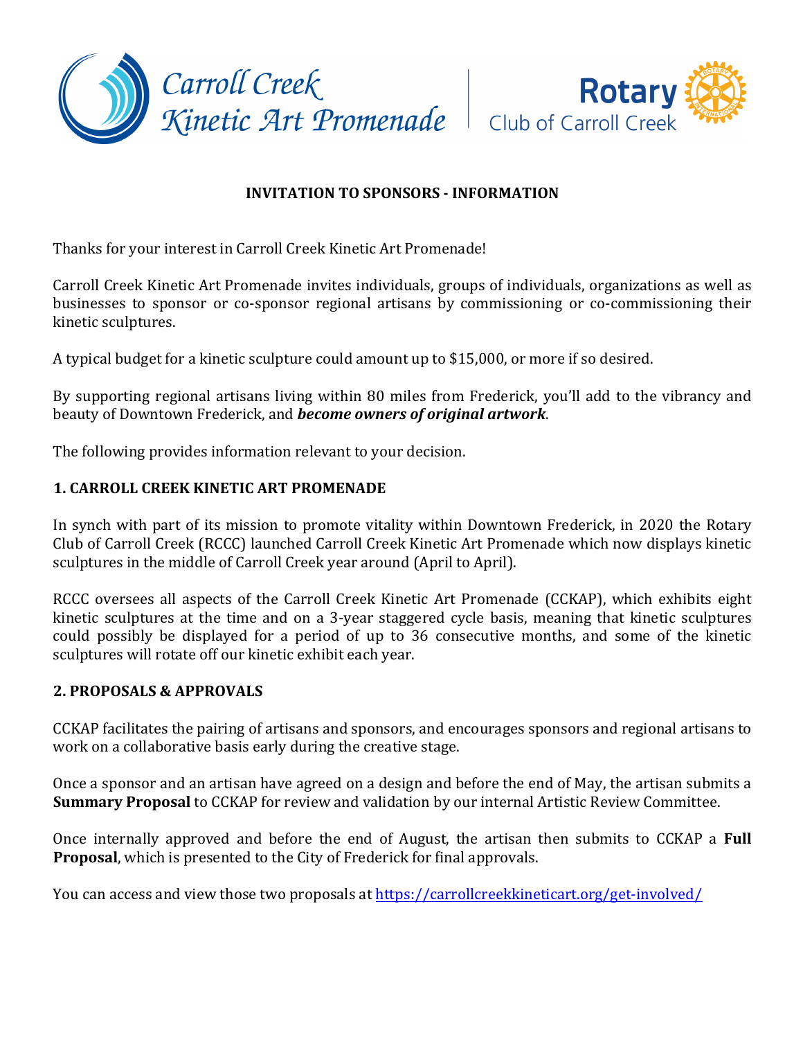Carroll Creek Kinetic Art Promenade | Rotary Club of Carroll Creek

## INVITATION TO SPONSORS - INFORMATION

Thanks for your interest in Carroll Creek Kinetic Art Promenade!

Carroll Creek Kinetic Art Promenade invites individuals, groups of individuals, organizations as well as businesses to sponsor or co-sponsor regional artisans by commissioning or co-commissioning their kinetic sculptures.

A typical budget for a kinetic sculpture could amount up to $15,000, or more if so desired.

By supporting regional artisans living within 80 miles from Frederick, you'll add to the vibrancy and beauty of Downtown Frederick, and ***become owners of original artwork***.

The following provides information relevant to your decision.

### 1. CARROLL CREEK KINETIC ART PROMENADE

In synch with part of its mission to promote vitality within Downtown Frederick, in 2020 the Rotary Club of Carroll Creek (RCCC) launched Carroll Creek Kinetic Art Promenade which now displays kinetic sculptures in the middle of Carroll Creek year around (April to April).

RCCC oversees all aspects of the Carroll Creek Kinetic Art Promenade (CCKAP), which exhibits eight kinetic sculptures at the time and on a 3-year staggered cycle basis, meaning that kinetic sculptures could possibly be displayed for a period of up to 36 consecutive months, and some of the kinetic sculptures will rotate off our kinetic exhibit each year.

### 2. PROPOSALS & APPROVALS

CCKAP facilitates the pairing of artisans and sponsors, and encourages sponsors and regional artisans to work on a collaborative basis early during the creative stage.

Once a sponsor and an artisan have agreed on a design and before the end of May, the artisan submits a **Summary Proposal** to CCKAP for review and validation by our internal Artistic Review Committee.

Once internally approved and before the end of August, the artisan then submits to CCKAP a **Full Proposal**, which is presented to the City of Frederick for final approvals.

You can access and view those two proposals at https://carrollcreekkineticart.org/get-involved/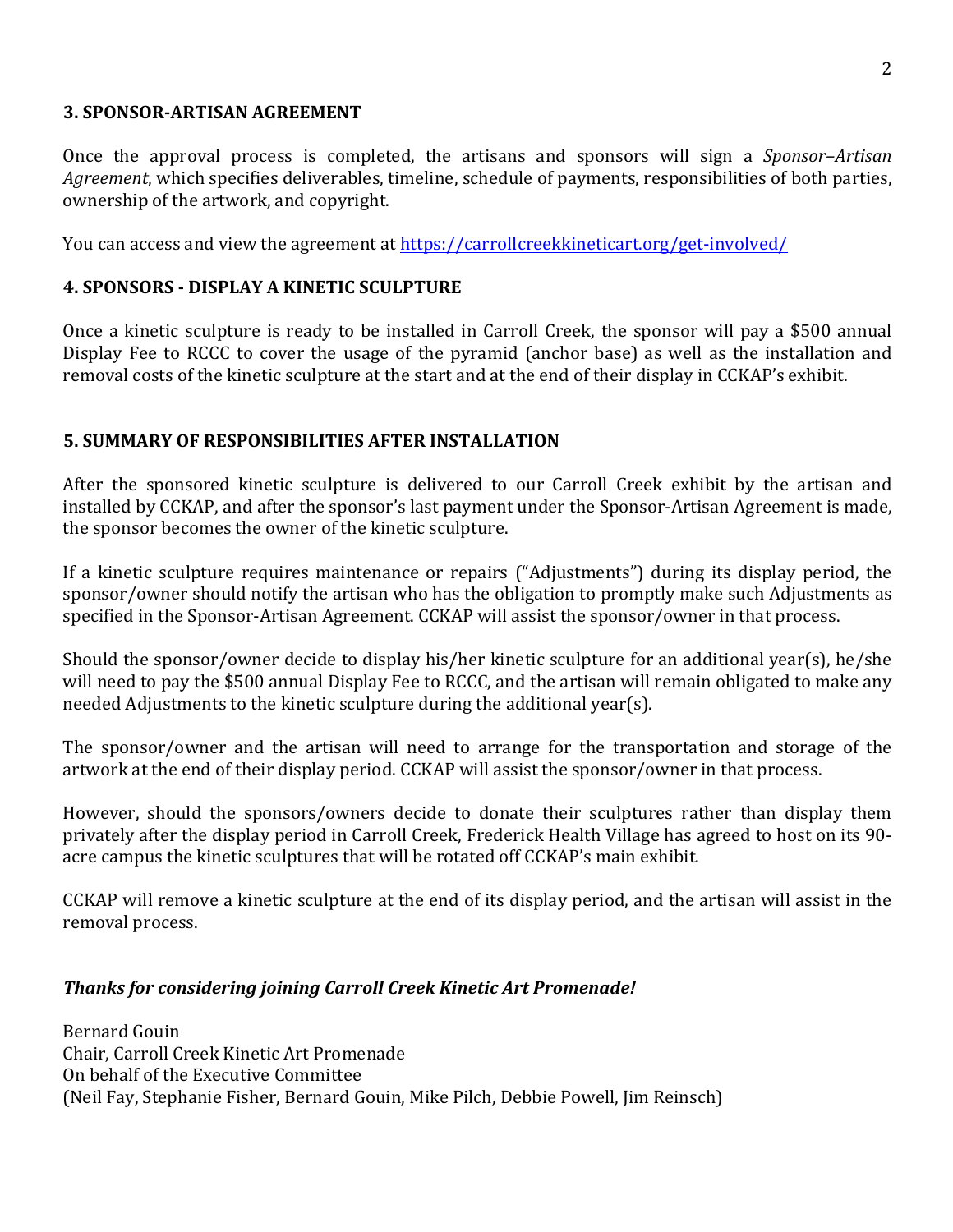### 3. SPONSOR-ARTISAN AGREEMENT

Once the approval process is completed, the artisans and sponsors will sign a *Sponsor–Artisan Agreement*, which specifies deliverables, timeline, schedule of payments, responsibilities of both parties, ownership of the artwork, and copyright.

You can access and view the agreement at [https://carrollcreekkineticart.org/get-involved/](https://carrollcreekkineticart.org/get-involved/)

### 4. SPONSORS - DISPLAY A KINETIC SCULPTURE

Once a kinetic sculpture is ready to be installed in Carroll Creek, the sponsor will pay a $500 annual Display Fee to RCCC to cover the usage of the pyramid (anchor base) as well as the installation and removal costs of the kinetic sculpture at the start and at the end of their display in CCKAP's exhibit.

### 5. SUMMARY OF RESPONSIBILITIES AFTER INSTALLATION

After the sponsored kinetic sculpture is delivered to our Carroll Creek exhibit by the artisan and installed by CCKAP, and after the sponsor's last payment under the Sponsor-Artisan Agreement is made, the sponsor becomes the owner of the kinetic sculpture.

If a kinetic sculpture requires maintenance or repairs ("Adjustments") during its display period, the sponsor/owner should notify the artisan who has the obligation to promptly make such Adjustments as specified in the Sponsor-Artisan Agreement. CCKAP will assist the sponsor/owner in that process.

Should the sponsor/owner decide to display his/her kinetic sculpture for an additional year(s), he/she will need to pay the $500 annual Display Fee to RCCC, and the artisan will remain obligated to make any needed Adjustments to the kinetic sculpture during the additional year(s).

The sponsor/owner and the artisan will need to arrange for the transportation and storage of the artwork at the end of their display period. CCKAP will assist the sponsor/owner in that process.

However, should the sponsors/owners decide to donate their sculptures rather than display them privately after the display period in Carroll Creek, Frederick Health Village has agreed to host on its 90-acre campus the kinetic sculptures that will be rotated off CCKAP's main exhibit.

CCKAP will remove a kinetic sculpture at the end of its display period, and the artisan will assist in the removal process.

***Thanks for considering joining Carroll Creek Kinetic Art Promenade!***

Bernard Gouin
Chair, Carroll Creek Kinetic Art Promenade
On behalf of the Executive Committee
(Neil Fay, Stephanie Fisher, Bernard Gouin, Mike Pilch, Debbie Powell, Jim Reinsch)